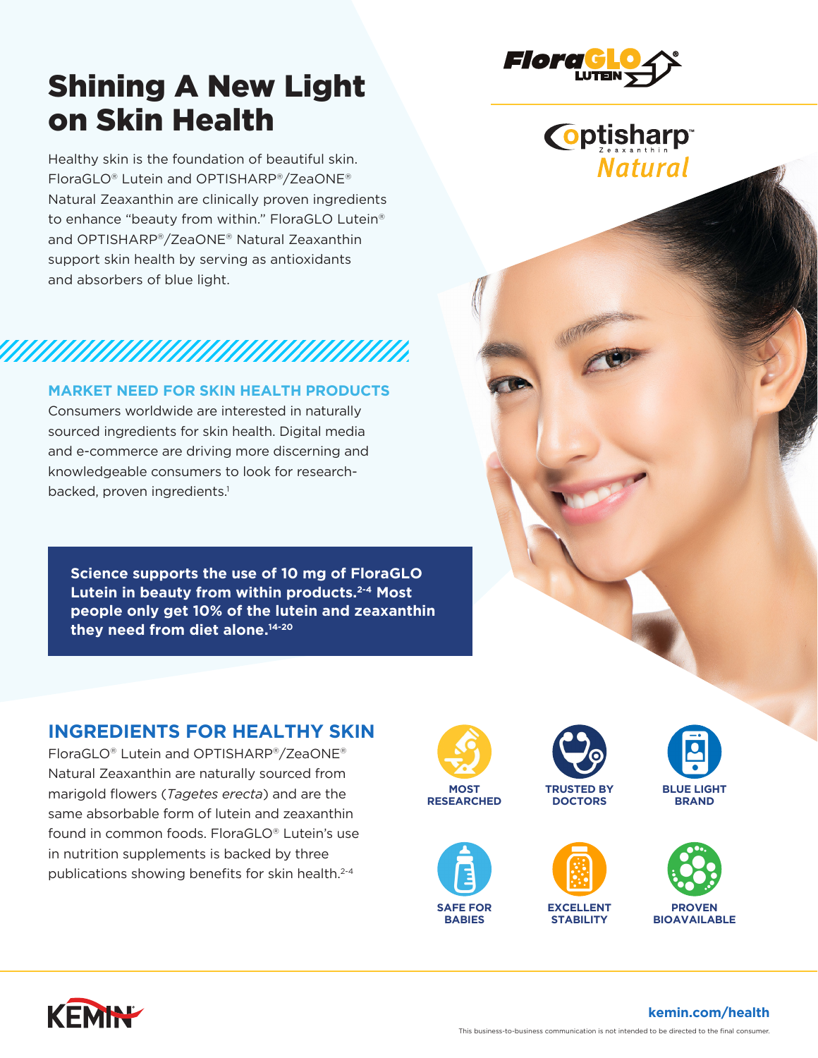# Shining A New Light on Skin Health

Healthy skin is the foundation of beautiful skin. FloraGLO® Lutein and OPTISHARP®/ZeaONE® Natural Zeaxanthin are clinically proven ingredients to enhance "beauty from within." FloraGLO Lutein® and OPTISHARP®/ZeaONE® Natural Zeaxanthin support skin health by serving as antioxidants and absorbers of blue light.

FloraGLO® LUTEIN

optisharp™ Zeaxanthin Natural

## MARKET NEED FOR SKIN HEALTH PRODUCTS

Consumers worldwide are interested in naturally sourced ingredients for skin health. Digital media and e-commerce are driving more discerning and knowledgeable consumers to look for research-backed, proven ingredients.[1]

**Science supports the use of 10 mg of FloraGLO Lutein in beauty from within products.[2-4] Most people only get 10% of the lutein and zeaxanthin they need from diet alone.[14-20]**

## INGREDIENTS FOR HEALTHY SKIN

FloraGLO® Lutein and OPTISHARP®/ZeaONE® Natural Zeaxanthin are naturally sourced from marigold flowers (*Tagetes erecta*) and are the same absorbable form of lutein and zeaxanthin found in common foods. FloraGLO® Lutein's use in nutrition supplements is backed by three publications showing benefits for skin health.[2-4]

- MOST RESEARCHED
- TRUSTED BY DOCTORS
- BLUE LIGHT BRAND
- SAFE FOR BABIES
- EXCELLENT STABILITY
- PROVEN BIOAVAILABLE

KEMIN

kemin.com/health

This business-to-business communication is not intended to be directed to the final consumer.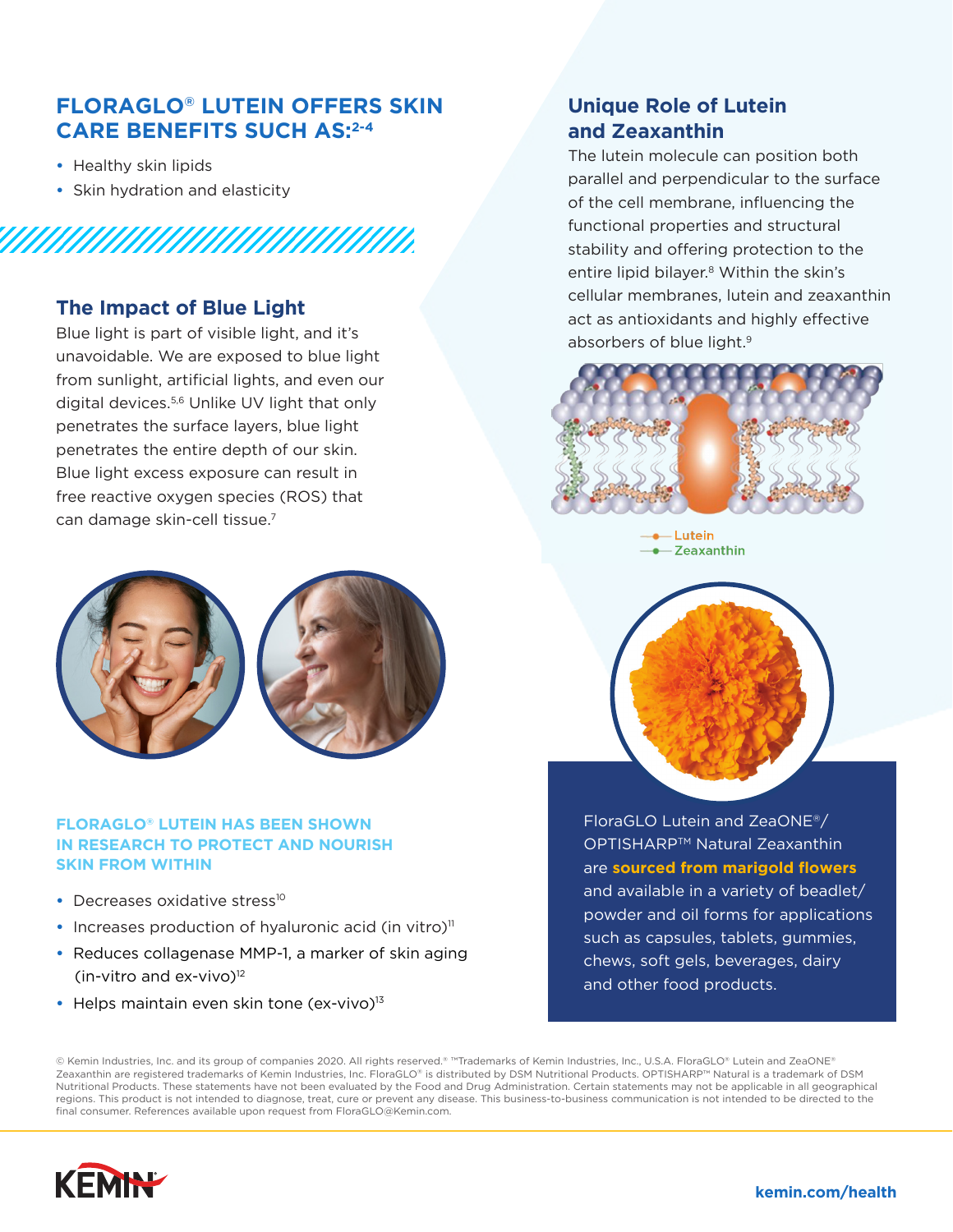## FLORAGLO® LUTEIN OFFERS SKIN CARE BENEFITS SUCH AS:[2-4]

- Healthy skin lipids
- Skin hydration and elasticity

### The Impact of Blue Light

Blue light is part of visible light, and it's unavoidable. We are exposed to blue light from sunlight, artificial lights, and even our digital devices.[5,6] Unlike UV light that only penetrates the surface layers, blue light penetrates the entire depth of our skin. Blue light excess exposure can result in free reactive oxygen species (ROS) that can damage skin-cell tissue.[7]

### FLORAGLO® LUTEIN HAS BEEN SHOWN IN RESEARCH TO PROTECT AND NOURISH SKIN FROM WITHIN

- Decreases oxidative stress[10]
- Increases production of hyaluronic acid (in vitro)[11]
- Reduces collagenase MMP-1, a marker of skin aging (in-vitro and ex-vivo)[12]
- Helps maintain even skin tone (ex-vivo)[13]

### Unique Role of Lutein and Zeaxanthin

The lutein molecule can position both parallel and perpendicular to the surface of the cell membrane, influencing the functional properties and structural stability and offering protection to the entire lipid bilayer.[8] Within the skin's cellular membranes, lutein and zeaxanthin act as antioxidants and highly effective absorbers of blue light.[9]

Lutein
Zeaxanthin

FloraGLO Lutein and ZeaONE®/ OPTISHARP™ Natural Zeaxanthin are **sourced from marigold flowers** and available in a variety of beadlet/ powder and oil forms for applications such as capsules, tablets, gummies, chews, soft gels, beverages, dairy and other food products.

© Kemin Industries, Inc. and its group of companies 2020. All rights reserved.® ™Trademarks of Kemin Industries, Inc., U.S.A. FloraGLO® Lutein and ZeaONE® Zeaxanthin are registered trademarks of Kemin Industries, Inc. FloraGLO® is distributed by DSM Nutritional Products. OPTISHARP™ Natural is a trademark of DSM Nutritional Products. These statements have not been evaluated by the Food and Drug Administration. Certain statements may not be applicable in all geographical regions. This product is not intended to diagnose, treat, cure or prevent any disease. This business-to-business communication is not intended to be directed to the final consumer. References available upon request from FloraGLO@Kemin.com.

KEMIN

kemin.com/health